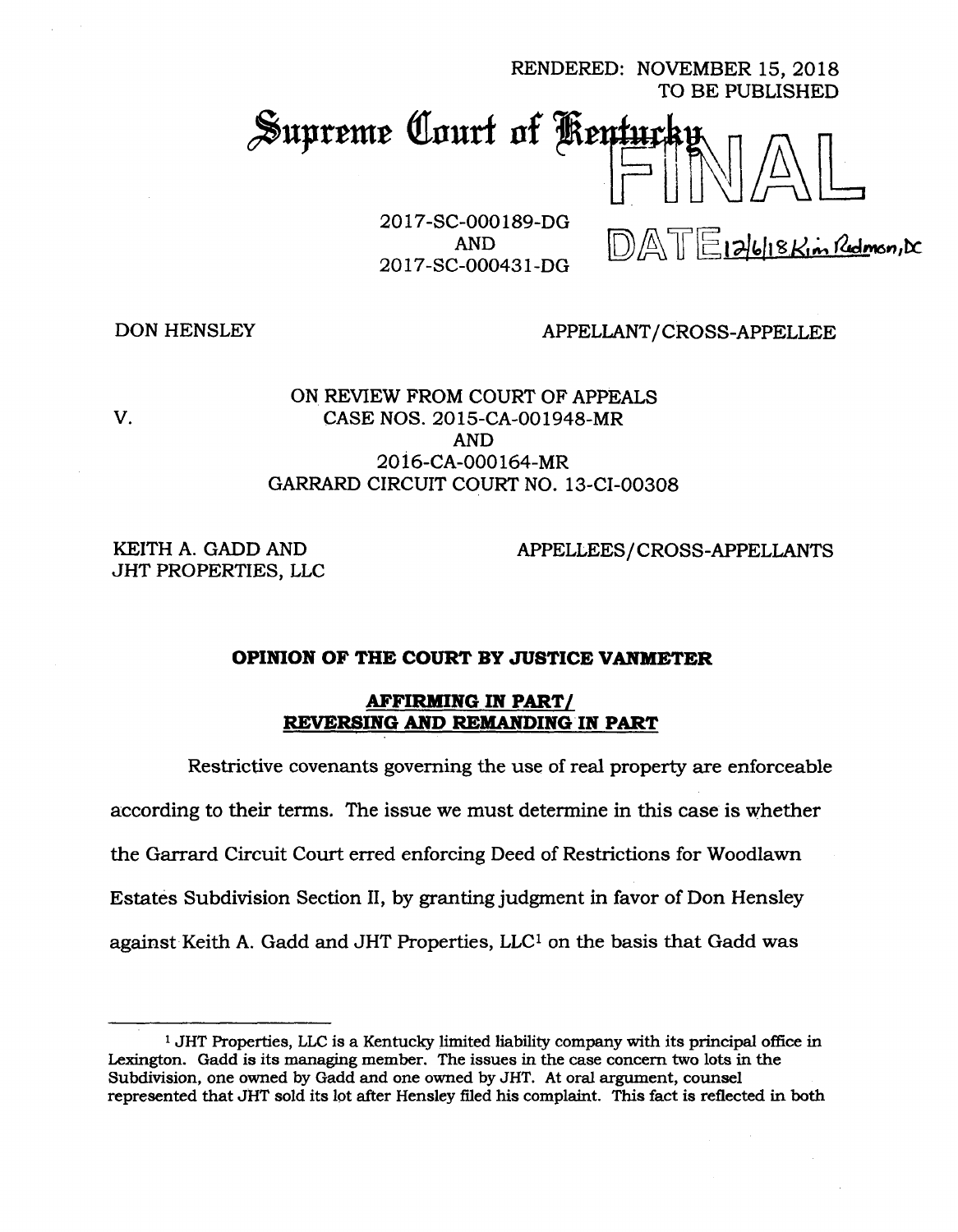RENDERED: NOVEMBER 15, 2018
TO BE PUBLISHED

# Supreme Court of Kentucky

FINAL

DATE 12/6/18 Kim Redmon, DC

2017-SC-000189-DG
AND
2017-SC-000431-DG

DON HENSLEY — APPELLANT/CROSS-APPELLEE

V.

ON REVIEW FROM COURT OF APPEALS
CASE NOS. 2015-CA-001948-MR
AND
2016-CA-000164-MR
GARRARD CIRCUIT COURT NO. 13-CI-00308

KEITH A. GADD AND
JHT PROPERTIES, LLC — APPELLEES/CROSS-APPELLANTS

## OPINION OF THE COURT BY JUSTICE VANMETER

### AFFIRMING IN PART/ REVERSING AND REMANDING IN PART

Restrictive covenants governing the use of real property are enforceable according to their terms. The issue we must determine in this case is whether the Garrard Circuit Court erred enforcing Deed of Restrictions for Woodlawn Estates Subdivision Section II, by granting judgment in favor of Don Hensley against Keith A. Gadd and JHT Properties, LLC[1] on the basis that Gadd was

[1] JHT Properties, LLC is a Kentucky limited liability company with its principal office in Lexington. Gadd is its managing member. The issues in the case concern two lots in the Subdivision, one owned by Gadd and one owned by JHT. At oral argument, counsel represented that JHT sold its lot after Hensley filed his complaint. This fact is reflected in both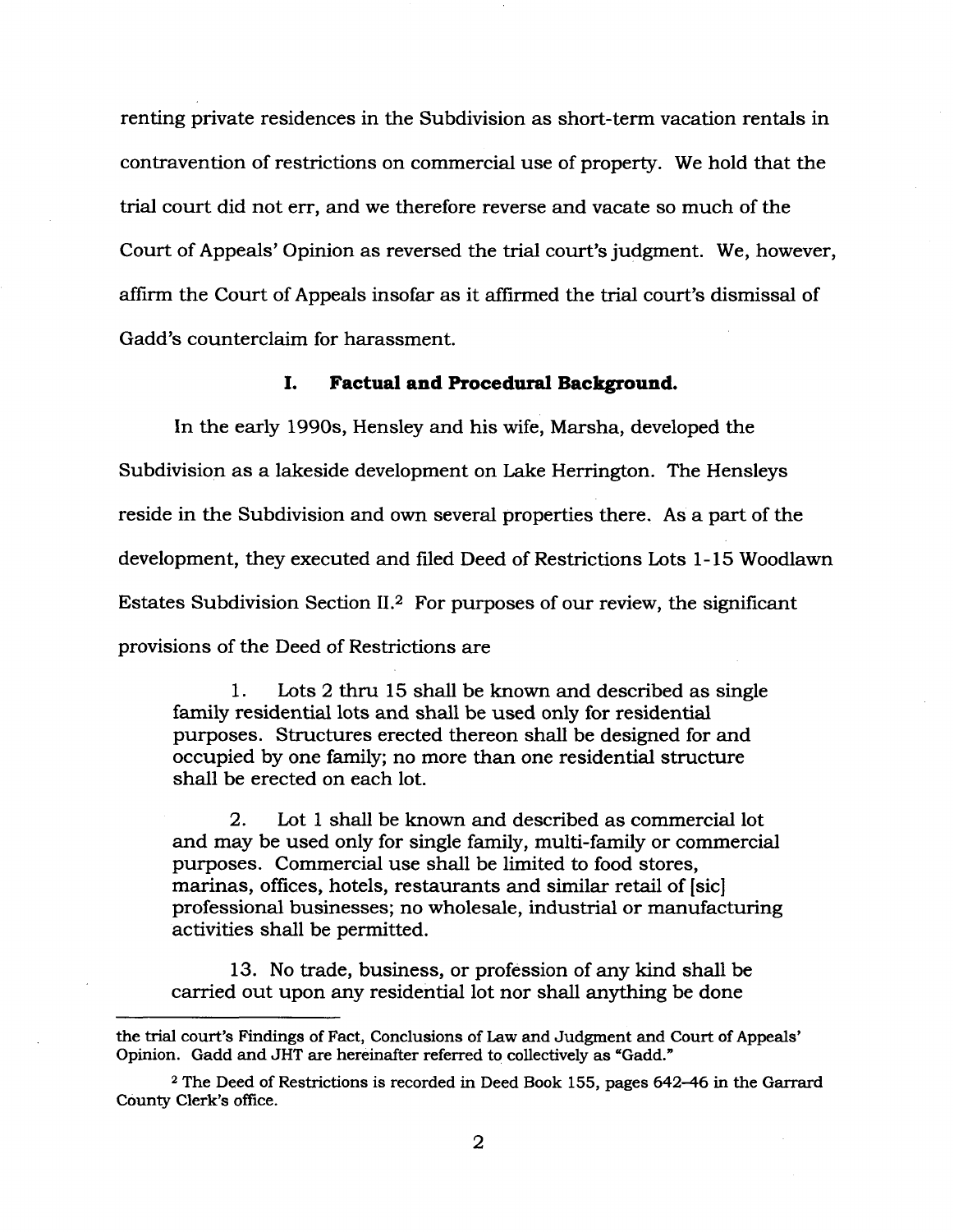renting private residences in the Subdivision as short-term vacation rentals in contravention of restrictions on commercial use of property. We hold that the trial court did not err, and we therefore reverse and vacate so much of the Court of Appeals' Opinion as reversed the trial court's judgment. We, however, affirm the Court of Appeals insofar as it affirmed the trial court's dismissal of Gadd's counterclaim for harassment.

## I. Factual and Procedural Background.

In the early 1990s, Hensley and his wife, Marsha, developed the Subdivision as a lakeside development on Lake Herrington. The Hensleys reside in the Subdivision and own several properties there. As a part of the development, they executed and filed Deed of Restrictions Lots 1-15 Woodlawn Estates Subdivision Section II.[2] For purposes of our review, the significant provisions of the Deed of Restrictions are

> 1. Lots 2 thru 15 shall be known and described as single family residential lots and shall be used only for residential purposes. Structures erected thereon shall be designed for and occupied by one family; no more than one residential structure shall be erected on each lot.
>
> 2. Lot 1 shall be known and described as commercial lot and may be used only for single family, multi-family or commercial purposes. Commercial use shall be limited to food stores, marinas, offices, hotels, restaurants and similar retail of [sic] professional businesses; no wholesale, industrial or manufacturing activities shall be permitted.
>
> 13. No trade, business, or profession of any kind shall be carried out upon any residential lot nor shall anything be done

---

the trial court's Findings of Fact, Conclusions of Law and Judgment and Court of Appeals' Opinion. Gadd and JHT are hereinafter referred to collectively as "Gadd."

[2] The Deed of Restrictions is recorded in Deed Book 155, pages 642–46 in the Garrard County Clerk's office.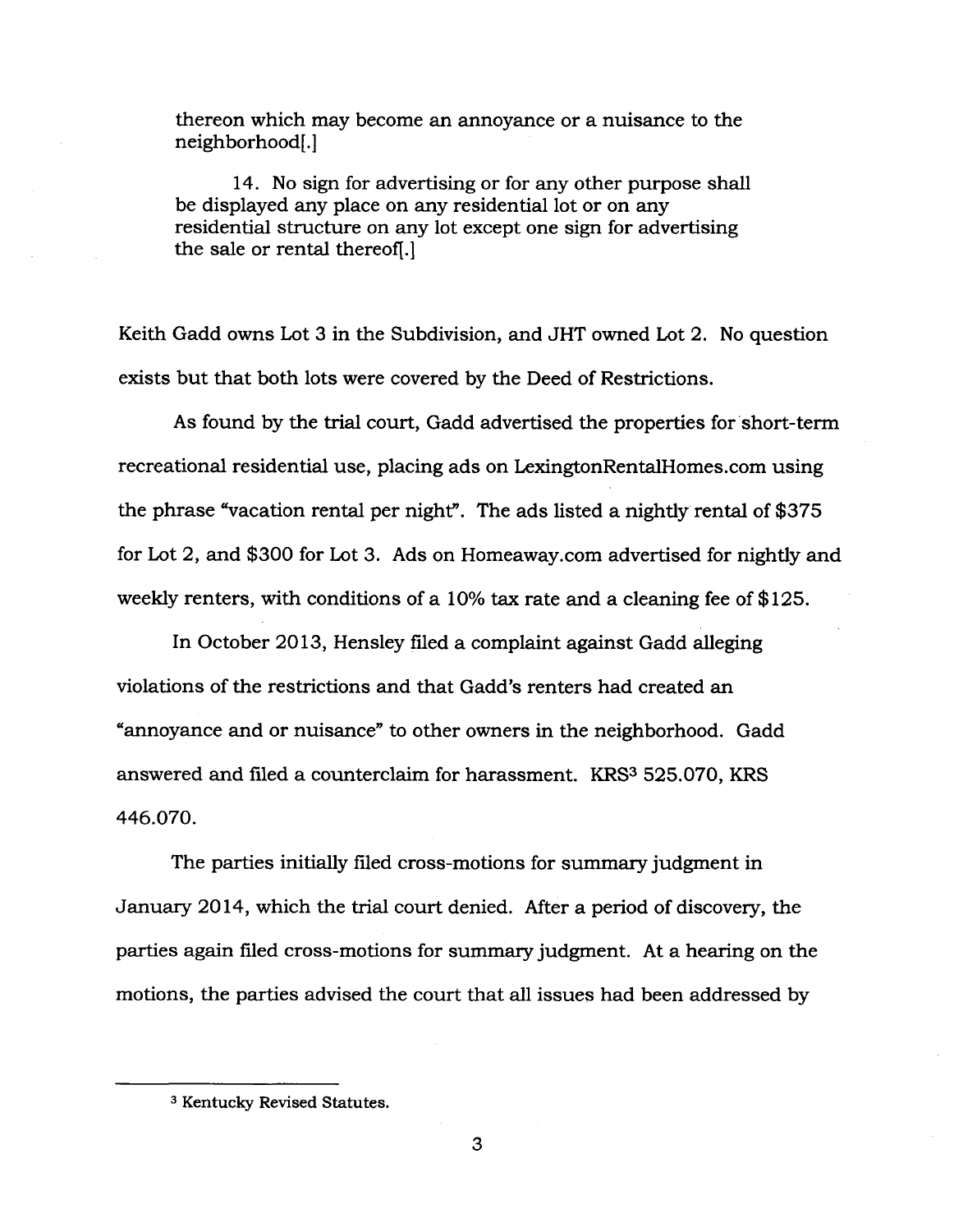> thereon which may become an annoyance or a nuisance to the neighborhood[.]
>
> 14. No sign for advertising or for any other purpose shall be displayed any place on any residential lot or on any residential structure on any lot except one sign for advertising the sale or rental thereof[.]

Keith Gadd owns Lot 3 in the Subdivision, and JHT owned Lot 2. No question exists but that both lots were covered by the Deed of Restrictions.

As found by the trial court, Gadd advertised the properties for short-term recreational residential use, placing ads on LexingtonRentalHomes.com using the phrase "vacation rental per night". The ads listed a nightly rental of $375 for Lot 2, and $300 for Lot 3. Ads on Homeaway.com advertised for nightly and weekly renters, with conditions of a 10% tax rate and a cleaning fee of $125.

In October 2013, Hensley filed a complaint against Gadd alleging violations of the restrictions and that Gadd's renters had created an "annoyance and or nuisance" to other owners in the neighborhood. Gadd answered and filed a counterclaim for harassment. KRS[3] 525.070, KRS 446.070.

The parties initially filed cross-motions for summary judgment in January 2014, which the trial court denied. After a period of discovery, the parties again filed cross-motions for summary judgment. At a hearing on the motions, the parties advised the court that all issues had been addressed by

---

[3] Kentucky Revised Statutes.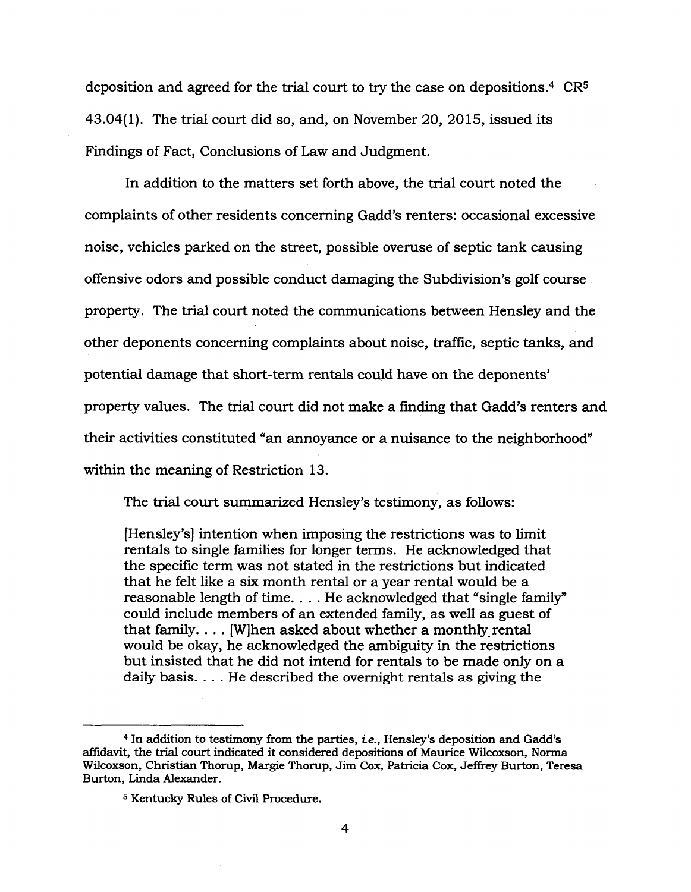deposition and agreed for the trial court to try the case on depositions.[4] CR[5] 43.04(1). The trial court did so, and, on November 20, 2015, issued its Findings of Fact, Conclusions of Law and Judgment.

In addition to the matters set forth above, the trial court noted the complaints of other residents concerning Gadd's renters: occasional excessive noise, vehicles parked on the street, possible overuse of septic tank causing offensive odors and possible conduct damaging the Subdivision's golf course property. The trial court noted the communications between Hensley and the other deponents concerning complaints about noise, traffic, septic tanks, and potential damage that short-term rentals could have on the deponents' property values. The trial court did not make a finding that Gadd's renters and their activities constituted "an annoyance or a nuisance to the neighborhood" within the meaning of Restriction 13.

The trial court summarized Hensley's testimony, as follows:

> [Hensley's] intention when imposing the restrictions was to limit rentals to single families for longer terms. He acknowledged that the specific term was not stated in the restrictions but indicated that he felt like a six month rental or a year rental would be a reasonable length of time. . . . He acknowledged that "single family" could include members of an extended family, as well as guest of that family. . . . [W]hen asked about whether a monthly rental would be okay, he acknowledged the ambiguity in the restrictions but insisted that he did not intend for rentals to be made only on a daily basis. . . . He described the overnight rentals as giving the

---

[4] In addition to testimony from the parties, *i.e.*, Hensley's deposition and Gadd's affidavit, the trial court indicated it considered depositions of Maurice Wilcoxson, Norma Wilcoxson, Christian Thorup, Margie Thorup, Jim Cox, Patricia Cox, Jeffrey Burton, Teresa Burton, Linda Alexander.

[5] Kentucky Rules of Civil Procedure.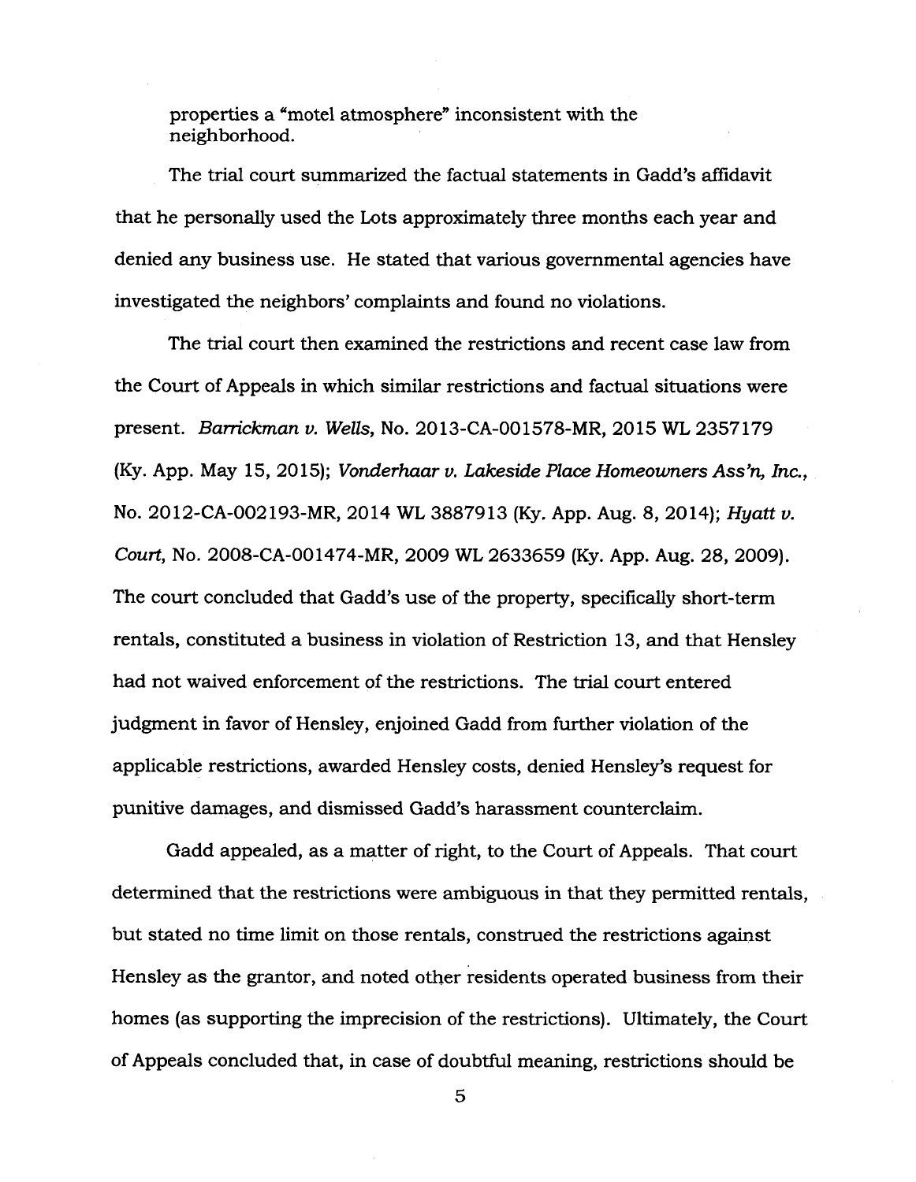properties a "motel atmosphere" inconsistent with the neighborhood.

The trial court summarized the factual statements in Gadd's affidavit that he personally used the Lots approximately three months each year and denied any business use. He stated that various governmental agencies have investigated the neighbors' complaints and found no violations.

The trial court then examined the restrictions and recent case law from the Court of Appeals in which similar restrictions and factual situations were present. *Barrickman v. Wells*, No. 2013-CA-001578-MR, 2015 WL 2357179 (Ky. App. May 15, 2015); *Vonderhaar v. Lakeside Place Homeowners Ass'n, Inc.*, No. 2012-CA-002193-MR, 2014 WL 3887913 (Ky. App. Aug. 8, 2014); *Hyatt v. Court*, No. 2008-CA-001474-MR, 2009 WL 2633659 (Ky. App. Aug. 28, 2009). The court concluded that Gadd's use of the property, specifically short-term rentals, constituted a business in violation of Restriction 13, and that Hensley had not waived enforcement of the restrictions. The trial court entered judgment in favor of Hensley, enjoined Gadd from further violation of the applicable restrictions, awarded Hensley costs, denied Hensley's request for punitive damages, and dismissed Gadd's harassment counterclaim.

Gadd appealed, as a matter of right, to the Court of Appeals. That court determined that the restrictions were ambiguous in that they permitted rentals, but stated no time limit on those rentals, construed the restrictions against Hensley as the grantor, and noted other residents operated business from their homes (as supporting the imprecision of the restrictions). Ultimately, the Court of Appeals concluded that, in case of doubtful meaning, restrictions should be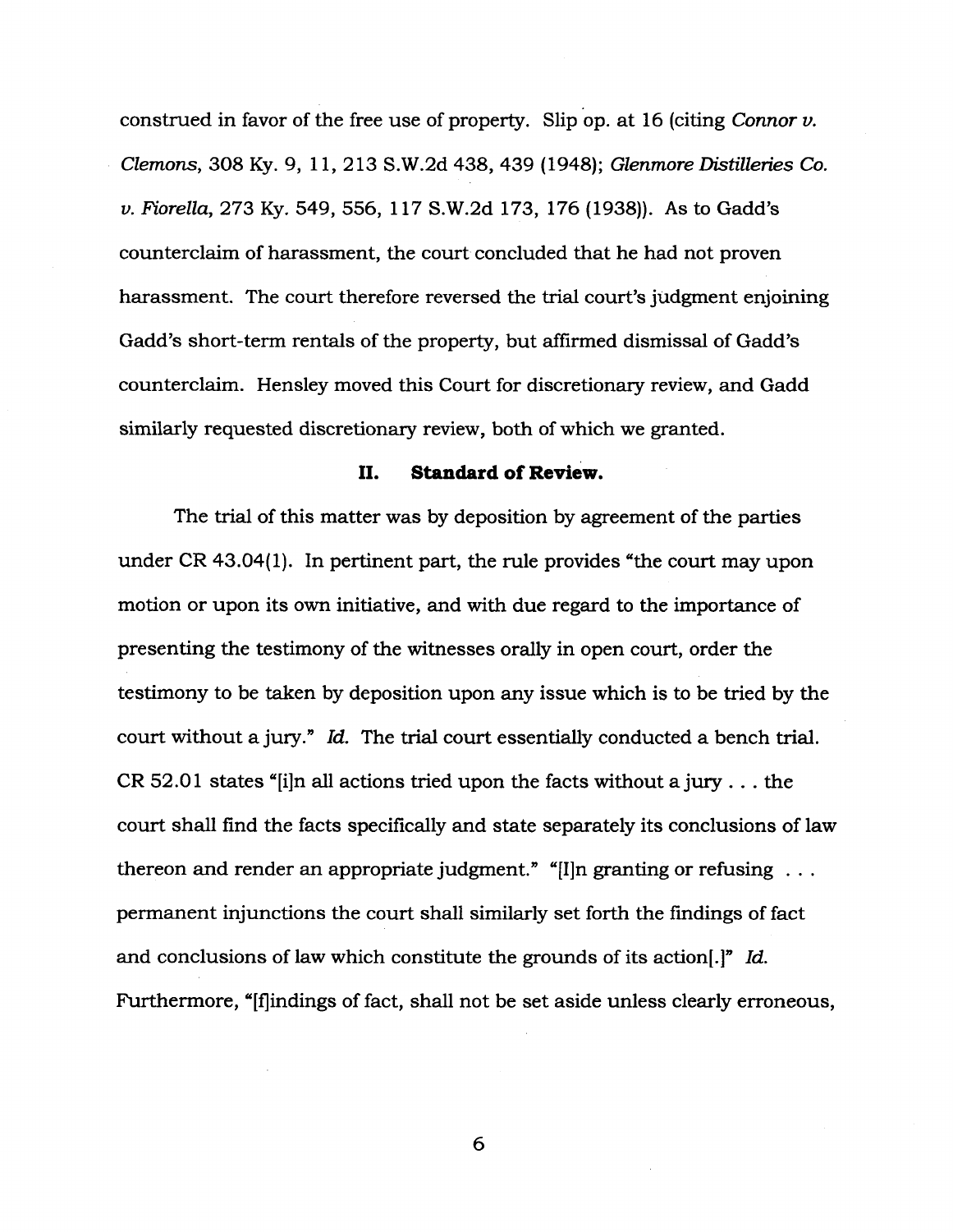construed in favor of the free use of property. Slip op. at 16 (citing *Connor v. Clemons*, 308 Ky. 9, 11, 213 S.W.2d 438, 439 (1948); *Glenmore Distilleries Co. v. Fiorella*, 273 Ky. 549, 556, 117 S.W.2d 173, 176 (1938)). As to Gadd's counterclaim of harassment, the court concluded that he had not proven harassment. The court therefore reversed the trial court's judgment enjoining Gadd's short-term rentals of the property, but affirmed dismissal of Gadd's counterclaim. Hensley moved this Court for discretionary review, and Gadd similarly requested discretionary review, both of which we granted.

## II. Standard of Review.

The trial of this matter was by deposition by agreement of the parties under CR 43.04(1). In pertinent part, the rule provides "the court may upon motion or upon its own initiative, and with due regard to the importance of presenting the testimony of the witnesses orally in open court, order the testimony to be taken by deposition upon any issue which is to be tried by the court without a jury." *Id.* The trial court essentially conducted a bench trial. CR 52.01 states "[i]n all actions tried upon the facts without a jury . . . the court shall find the facts specifically and state separately its conclusions of law thereon and render an appropriate judgment." "[I]n granting or refusing . . . permanent injunctions the court shall similarly set forth the findings of fact and conclusions of law which constitute the grounds of its action[.]" *Id.* Furthermore, "[f]indings of fact, shall not be set aside unless clearly erroneous,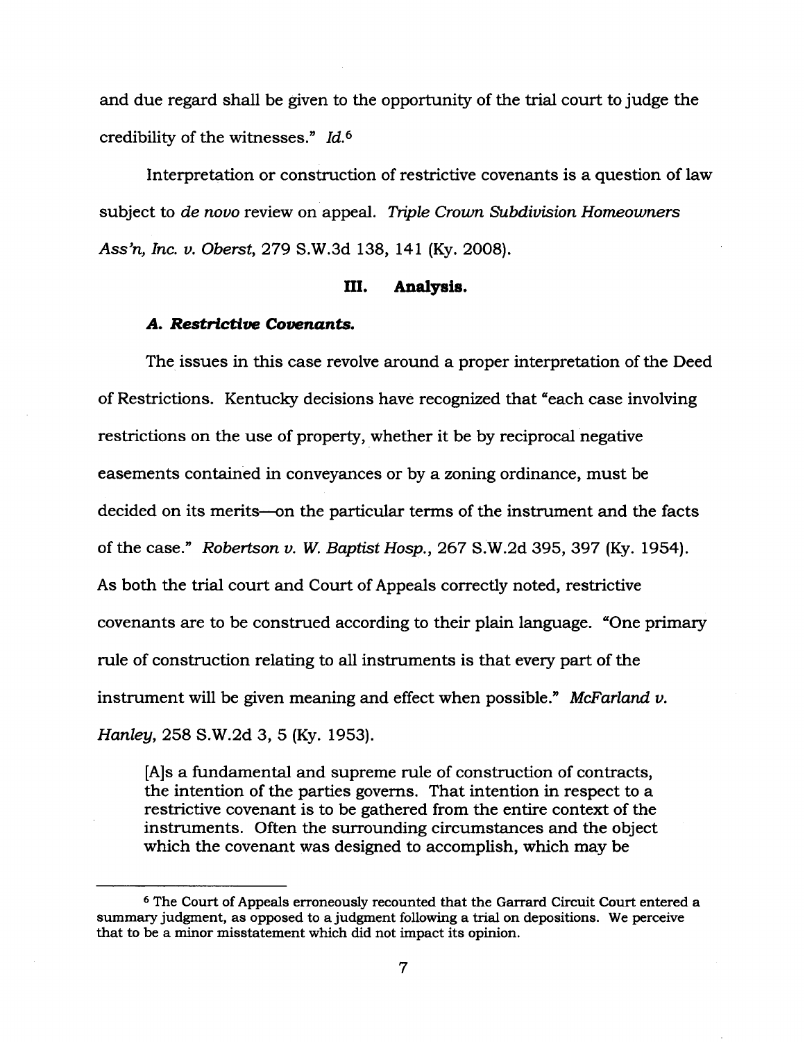and due regard shall be given to the opportunity of the trial court to judge the credibility of the witnesses." *Id.*[6]

Interpretation or construction of restrictive covenants is a question of law subject to *de novo* review on appeal. *Triple Crown Subdivision Homeowners Ass'n, Inc. v. Oberst*, 279 S.W.3d 138, 141 (Ky. 2008).

## III. Analysis.

### *A. Restrictive Covenants.*

The issues in this case revolve around a proper interpretation of the Deed of Restrictions. Kentucky decisions have recognized that "each case involving restrictions on the use of property, whether it be by reciprocal negative easements contained in conveyances or by a zoning ordinance, must be decided on its merits—on the particular terms of the instrument and the facts of the case." *Robertson v. W. Baptist Hosp.*, 267 S.W.2d 395, 397 (Ky. 1954). As both the trial court and Court of Appeals correctly noted, restrictive covenants are to be construed according to their plain language. "One primary rule of construction relating to all instruments is that every part of the instrument will be given meaning and effect when possible." *McFarland v. Hanley*, 258 S.W.2d 3, 5 (Ky. 1953).

> [A]s a fundamental and supreme rule of construction of contracts, the intention of the parties governs. That intention in respect to a restrictive covenant is to be gathered from the entire context of the instruments. Often the surrounding circumstances and the object which the covenant was designed to accomplish, which may be

---

[6] The Court of Appeals erroneously recounted that the Garrard Circuit Court entered a summary judgment, as opposed to a judgment following a trial on depositions. We perceive that to be a minor misstatement which did not impact its opinion.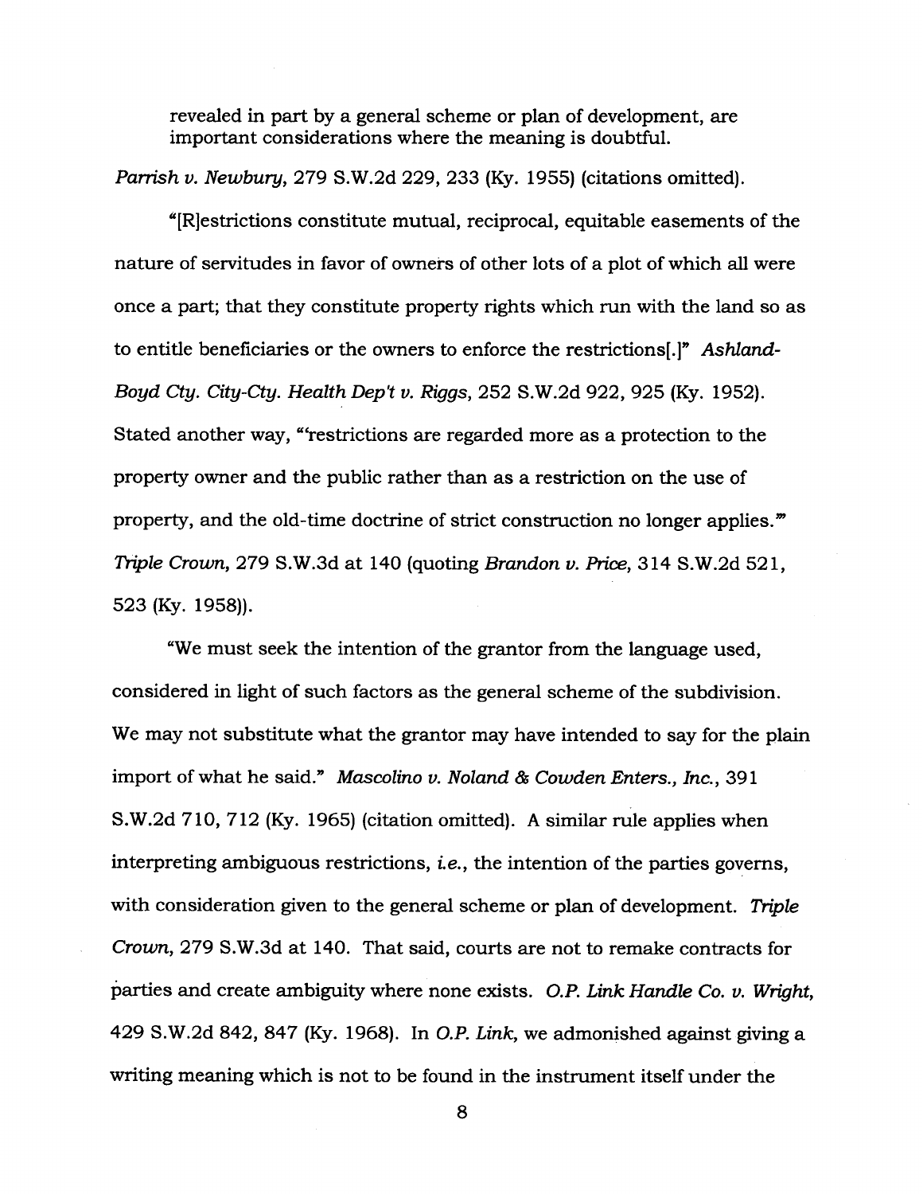revealed in part by a general scheme or plan of development, are important considerations where the meaning is doubtful.

*Parrish v. Newbury*, 279 S.W.2d 229, 233 (Ky. 1955) (citations omitted).

"[R]estrictions constitute mutual, reciprocal, equitable easements of the nature of servitudes in favor of owners of other lots of a plot of which all were once a part; that they constitute property rights which run with the land so as to entitle beneficiaries or the owners to enforce the restrictions[.]" *Ashland-Boyd Cty. City-Cty. Health Dep't v. Riggs*, 252 S.W.2d 922, 925 (Ky. 1952). Stated another way, "'restrictions are regarded more as a protection to the property owner and the public rather than as a restriction on the use of property, and the old-time doctrine of strict construction no longer applies.'" *Triple Crown*, 279 S.W.3d at 140 (quoting *Brandon v. Price*, 314 S.W.2d 521, 523 (Ky. 1958)).

"We must seek the intention of the grantor from the language used, considered in light of such factors as the general scheme of the subdivision. We may not substitute what the grantor may have intended to say for the plain import of what he said." *Mascolino v. Noland & Cowden Enters., Inc.*, 391 S.W.2d 710, 712 (Ky. 1965) (citation omitted). A similar rule applies when interpreting ambiguous restrictions, *i.e.*, the intention of the parties governs, with consideration given to the general scheme or plan of development. *Triple Crown*, 279 S.W.3d at 140. That said, courts are not to remake contracts for parties and create ambiguity where none exists. *O.P. Link Handle Co. v. Wright*, 429 S.W.2d 842, 847 (Ky. 1968). In *O.P. Link*, we admonished against giving a writing meaning which is not to be found in the instrument itself under the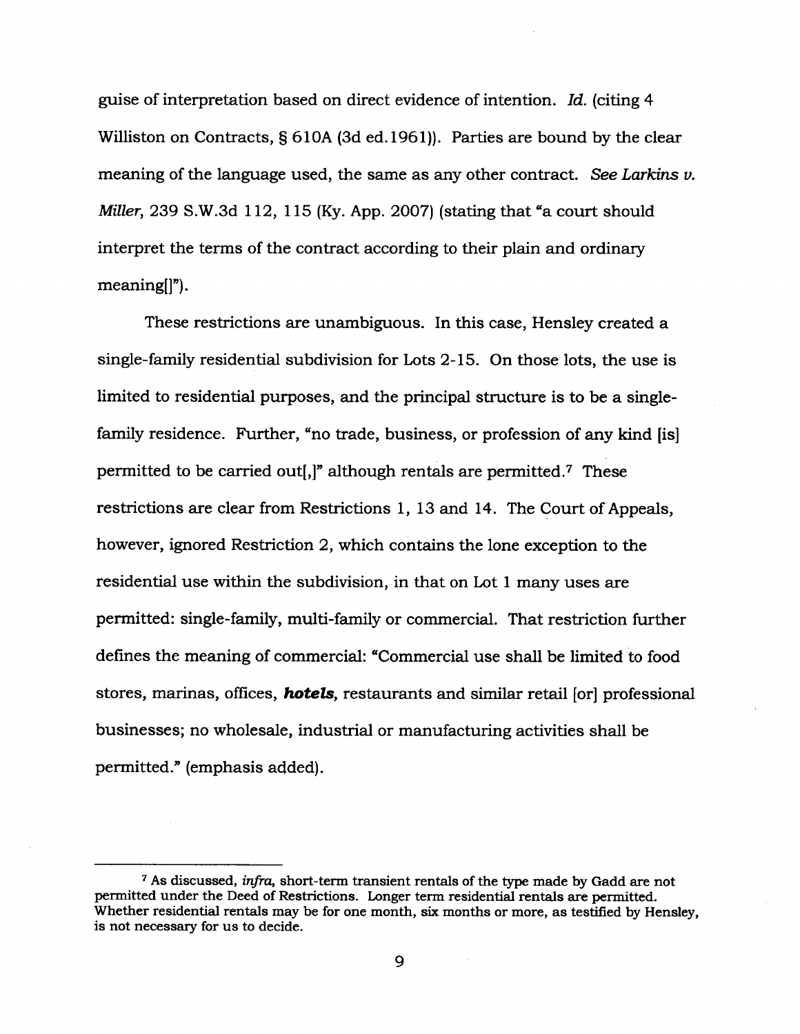guise of interpretation based on direct evidence of intention. *Id.* (citing 4 Williston on Contracts, § 610A (3d ed.1961)). Parties are bound by the clear meaning of the language used, the same as any other contract. *See Larkins v. Miller*, 239 S.W.3d 112, 115 (Ky. App. 2007) (stating that "a court should interpret the terms of the contract according to their plain and ordinary meaning[]").

These restrictions are unambiguous. In this case, Hensley created a single-family residential subdivision for Lots 2-15. On those lots, the use is limited to residential purposes, and the principal structure is to be a single-family residence. Further, "no trade, business, or profession of any kind [is] permitted to be carried out[,]" although rentals are permitted.[7] These restrictions are clear from Restrictions 1, 13 and 14. The Court of Appeals, however, ignored Restriction 2, which contains the lone exception to the residential use within the subdivision, in that on Lot 1 many uses are permitted: single-family, multi-family or commercial. That restriction further defines the meaning of commercial: "Commercial use shall be limited to food stores, marinas, offices, ***hotels***, restaurants and similar retail [or] professional businesses; no wholesale, industrial or manufacturing activities shall be permitted." (emphasis added).

---

[7] As discussed, *infra*, short-term transient rentals of the type made by Gadd are not permitted under the Deed of Restrictions. Longer term residential rentals are permitted. Whether residential rentals may be for one month, six months or more, as testified by Hensley, is not necessary for us to decide.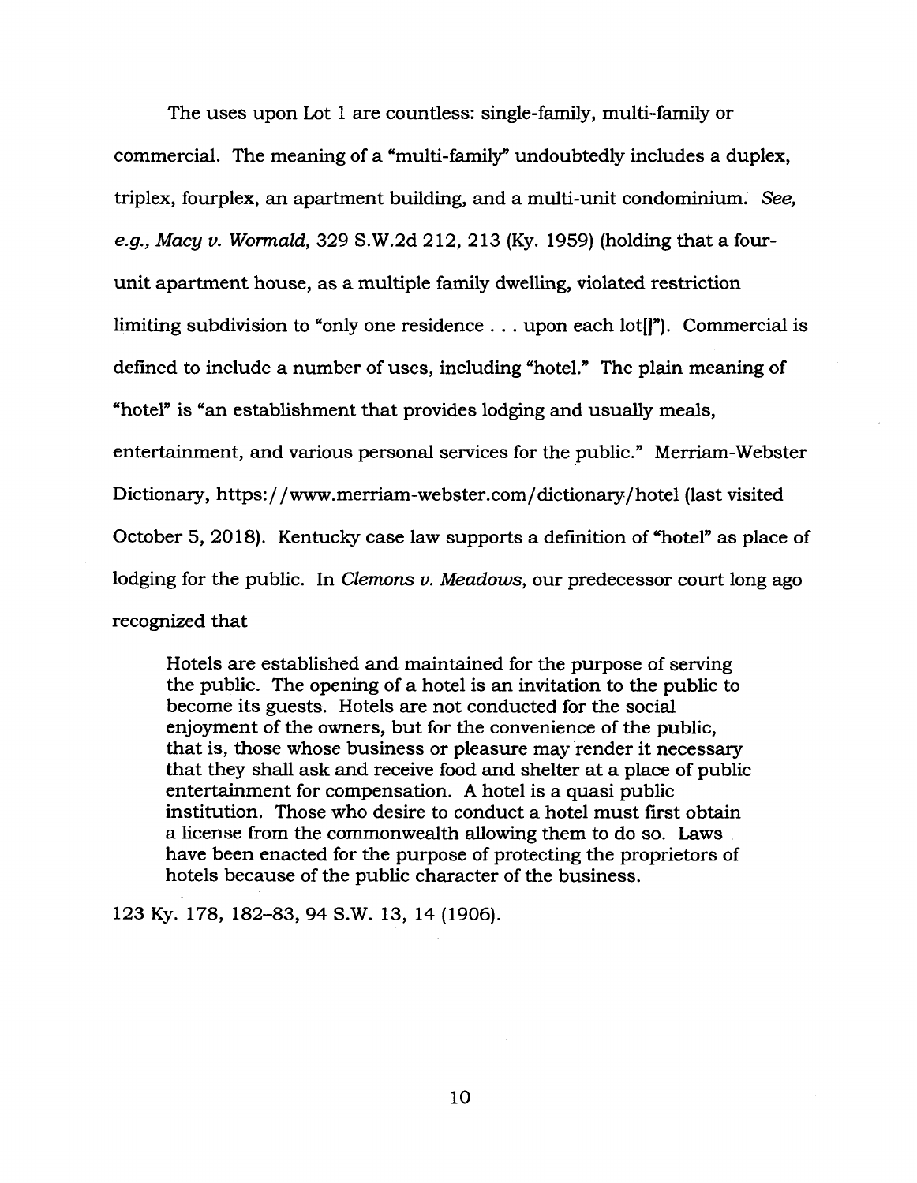The uses upon Lot 1 are countless: single-family, multi-family or commercial. The meaning of a "multi-family" undoubtedly includes a duplex, triplex, fourplex, an apartment building, and a multi-unit condominium. *See, e.g., Macy v. Wormald*, 329 S.W.2d 212, 213 (Ky. 1959) (holding that a four-unit apartment house, as a multiple family dwelling, violated restriction limiting subdivision to "only one residence . . . upon each lot[]"). Commercial is defined to include a number of uses, including "hotel." The plain meaning of "hotel" is "an establishment that provides lodging and usually meals, entertainment, and various personal services for the public." Merriam-Webster Dictionary, https://www.merriam-webster.com/dictionary/hotel (last visited October 5, 2018). Kentucky case law supports a definition of "hotel" as place of lodging for the public. In *Clemons v. Meadows*, our predecessor court long ago recognized that

> Hotels are established and maintained for the purpose of serving the public. The opening of a hotel is an invitation to the public to become its guests. Hotels are not conducted for the social enjoyment of the owners, but for the convenience of the public, that is, those whose business or pleasure may render it necessary that they shall ask and receive food and shelter at a place of public entertainment for compensation. A hotel is a quasi public institution. Those who desire to conduct a hotel must first obtain a license from the commonwealth allowing them to do so. Laws have been enacted for the purpose of protecting the proprietors of hotels because of the public character of the business.

123 Ky. 178, 182–83, 94 S.W. 13, 14 (1906).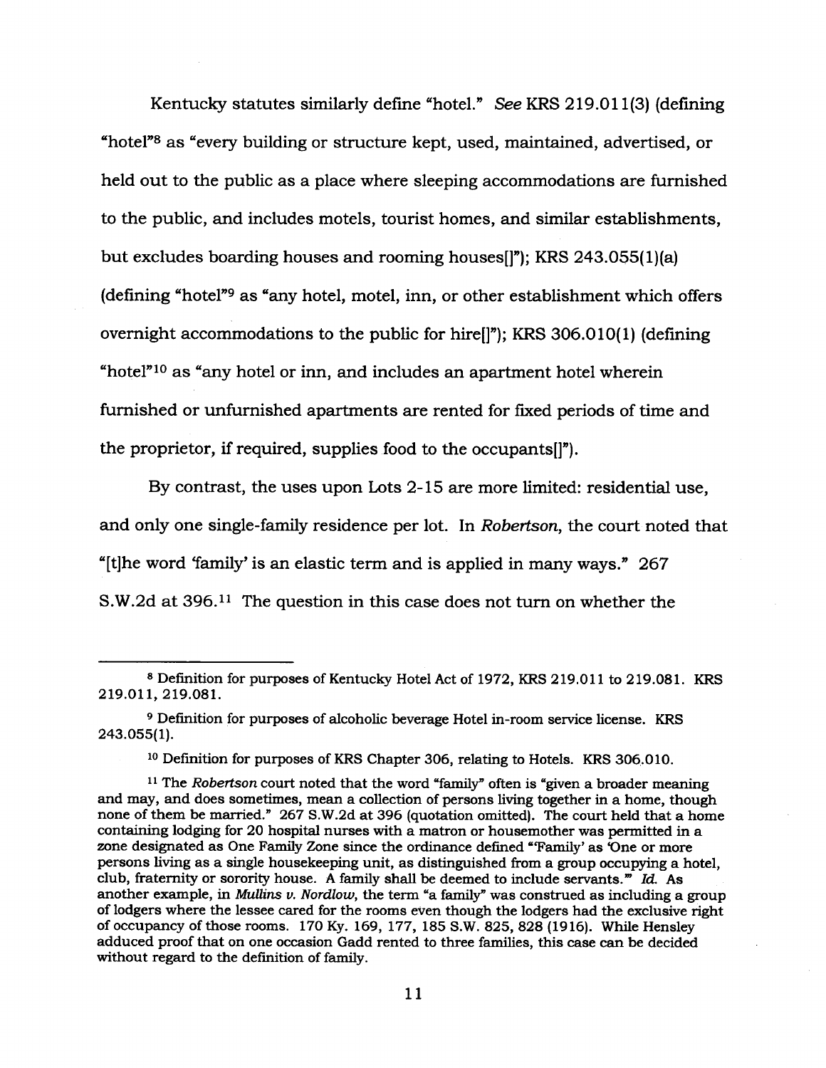Kentucky statutes similarly define "hotel." *See* KRS 219.011(3) (defining "hotel"[8] as "every building or structure kept, used, maintained, advertised, or held out to the public as a place where sleeping accommodations are furnished to the public, and includes motels, tourist homes, and similar establishments, but excludes boarding houses and rooming houses[]"); KRS 243.055(1)(a) (defining "hotel"[9] as "any hotel, motel, inn, or other establishment which offers overnight accommodations to the public for hire[]"); KRS 306.010(1) (defining "hotel"[10] as "any hotel or inn, and includes an apartment hotel wherein furnished or unfurnished apartments are rented for fixed periods of time and the proprietor, if required, supplies food to the occupants[]").

By contrast, the uses upon Lots 2-15 are more limited: residential use, and only one single-family residence per lot. In *Robertson*, the court noted that "[t]he word 'family' is an elastic term and is applied in many ways." 267 S.W.2d at 396.[11] The question in this case does not turn on whether the

---

[8] Definition for purposes of Kentucky Hotel Act of 1972, KRS 219.011 to 219.081. KRS 219.011, 219.081.

[9] Definition for purposes of alcoholic beverage Hotel in-room service license. KRS 243.055(1).

[10] Definition for purposes of KRS Chapter 306, relating to Hotels. KRS 306.010.

[11] The *Robertson* court noted that the word "family" often is "given a broader meaning and may, and does sometimes, mean a collection of persons living together in a home, though none of them be married." 267 S.W.2d at 396 (quotation omitted). The court held that a home containing lodging for 20 hospital nurses with a matron or housemother was permitted in a zone designated as One Family Zone since the ordinance defined "'Family' as 'One or more persons living as a single housekeeping unit, as distinguished from a group occupying a hotel, club, fraternity or sorority house. A family shall be deemed to include servants.'" *Id.* As another example, in *Mullins v. Nordlow*, the term "a family" was construed as including a group of lodgers where the lessee cared for the rooms even though the lodgers had the exclusive right of occupancy of those rooms. 170 Ky. 169, 177, 185 S.W. 825, 828 (1916). While Hensley adduced proof that on one occasion Gadd rented to three families, this case can be decided without regard to the definition of family.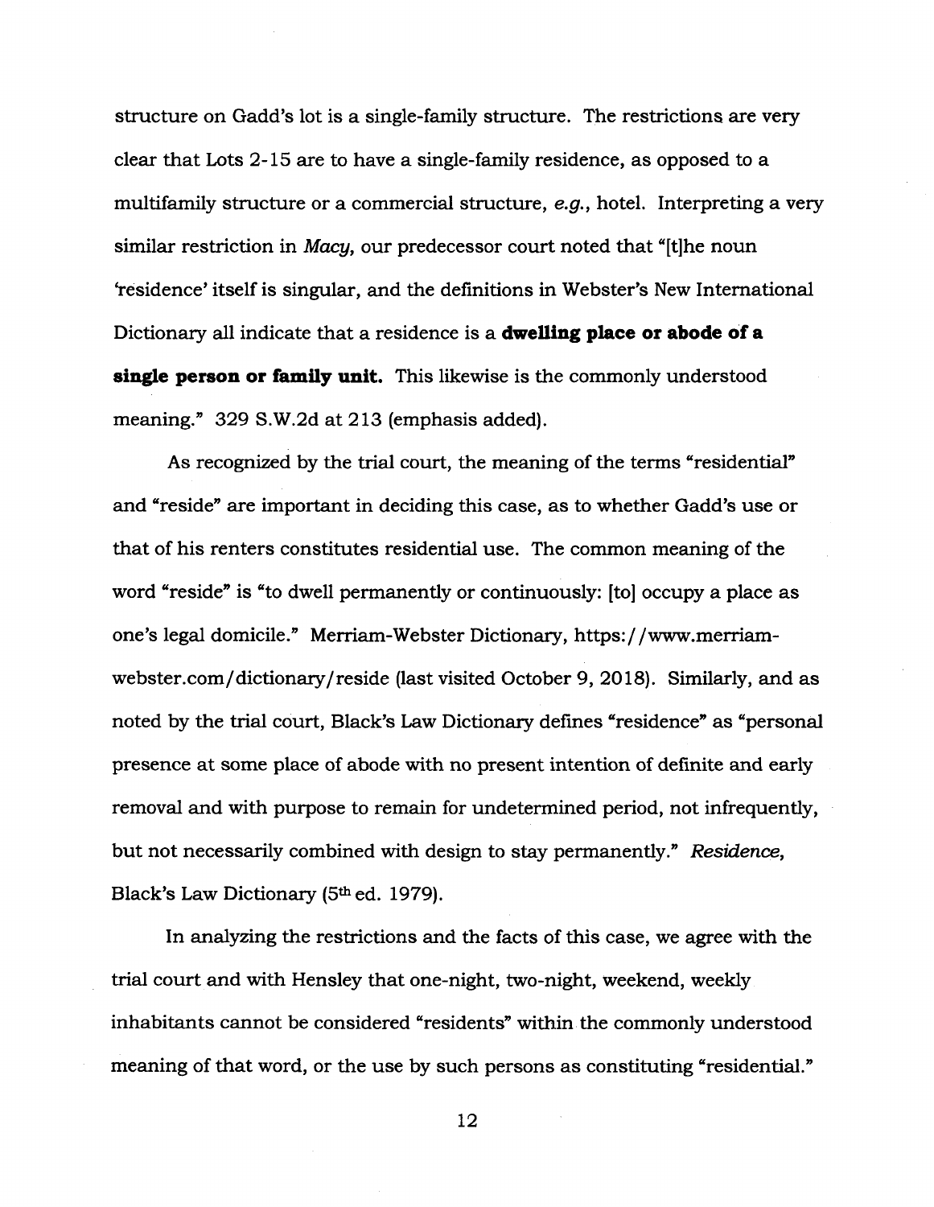structure on Gadd's lot is a single-family structure. The restrictions are very clear that Lots 2-15 are to have a single-family residence, as opposed to a multifamily structure or a commercial structure, *e.g.*, hotel. Interpreting a very similar restriction in *Macy*, our predecessor court noted that "[t]he noun 'residence' itself is singular, and the definitions in Webster's New International Dictionary all indicate that a residence is a **dwelling place or abode of a single person or family unit.** This likewise is the commonly understood meaning." 329 S.W.2d at 213 (emphasis added).

As recognized by the trial court, the meaning of the terms "residential" and "reside" are important in deciding this case, as to whether Gadd's use or that of his renters constitutes residential use. The common meaning of the word "reside" is "to dwell permanently or continuously: [to] occupy a place as one's legal domicile." Merriam-Webster Dictionary, https://www.merriam-webster.com/dictionary/reside (last visited October 9, 2018). Similarly, and as noted by the trial court, Black's Law Dictionary defines "residence" as "personal presence at some place of abode with no present intention of definite and early removal and with purpose to remain for undetermined period, not infrequently, but not necessarily combined with design to stay permanently." *Residence*, Black's Law Dictionary (5th ed. 1979).

In analyzing the restrictions and the facts of this case, we agree with the trial court and with Hensley that one-night, two-night, weekend, weekly inhabitants cannot be considered "residents" within the commonly understood meaning of that word, or the use by such persons as constituting "residential."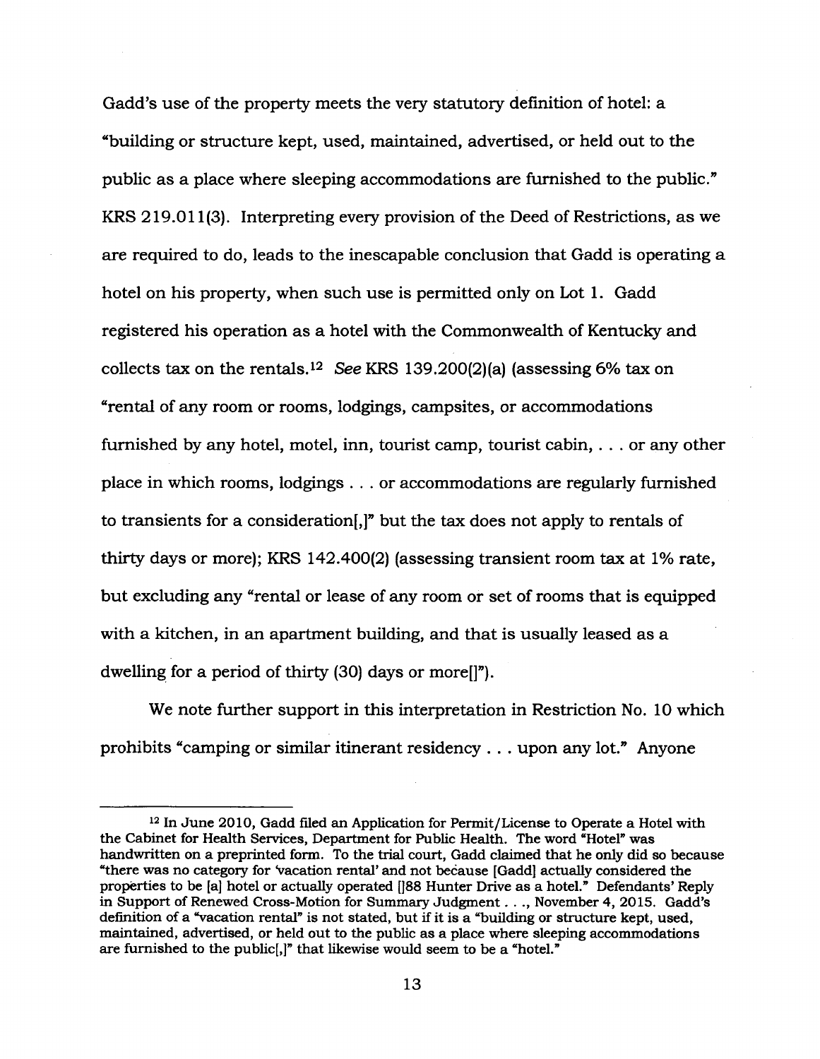Gadd's use of the property meets the very statutory definition of hotel: a "building or structure kept, used, maintained, advertised, or held out to the public as a place where sleeping accommodations are furnished to the public." KRS 219.011(3). Interpreting every provision of the Deed of Restrictions, as we are required to do, leads to the inescapable conclusion that Gadd is operating a hotel on his property, when such use is permitted only on Lot 1. Gadd registered his operation as a hotel with the Commonwealth of Kentucky and collects tax on the rentals.[12] *See* KRS 139.200(2)(a) (assessing 6% tax on "rental of any room or rooms, lodgings, campsites, or accommodations furnished by any hotel, motel, inn, tourist camp, tourist cabin, . . . or any other place in which rooms, lodgings . . . or accommodations are regularly furnished to transients for a consideration[,]" but the tax does not apply to rentals of thirty days or more); KRS 142.400(2) (assessing transient room tax at 1% rate, but excluding any "rental or lease of any room or set of rooms that is equipped with a kitchen, in an apartment building, and that is usually leased as a dwelling for a period of thirty (30) days or more[]").

We note further support in this interpretation in Restriction No. 10 which prohibits "camping or similar itinerant residency . . . upon any lot." Anyone

---

[12] In June 2010, Gadd filed an Application for Permit/License to Operate a Hotel with the Cabinet for Health Services, Department for Public Health. The word "Hotel" was handwritten on a preprinted form. To the trial court, Gadd claimed that he only did so because "there was no category for 'vacation rental' and not because [Gadd] actually considered the properties to be [a] hotel or actually operated []88 Hunter Drive as a hotel." Defendants' Reply in Support of Renewed Cross-Motion for Summary Judgment . . ., November 4, 2015. Gadd's definition of a "vacation rental" is not stated, but if it is a "building or structure kept, used, maintained, advertised, or held out to the public as a place where sleeping accommodations are furnished to the public[,]" that likewise would seem to be a "hotel."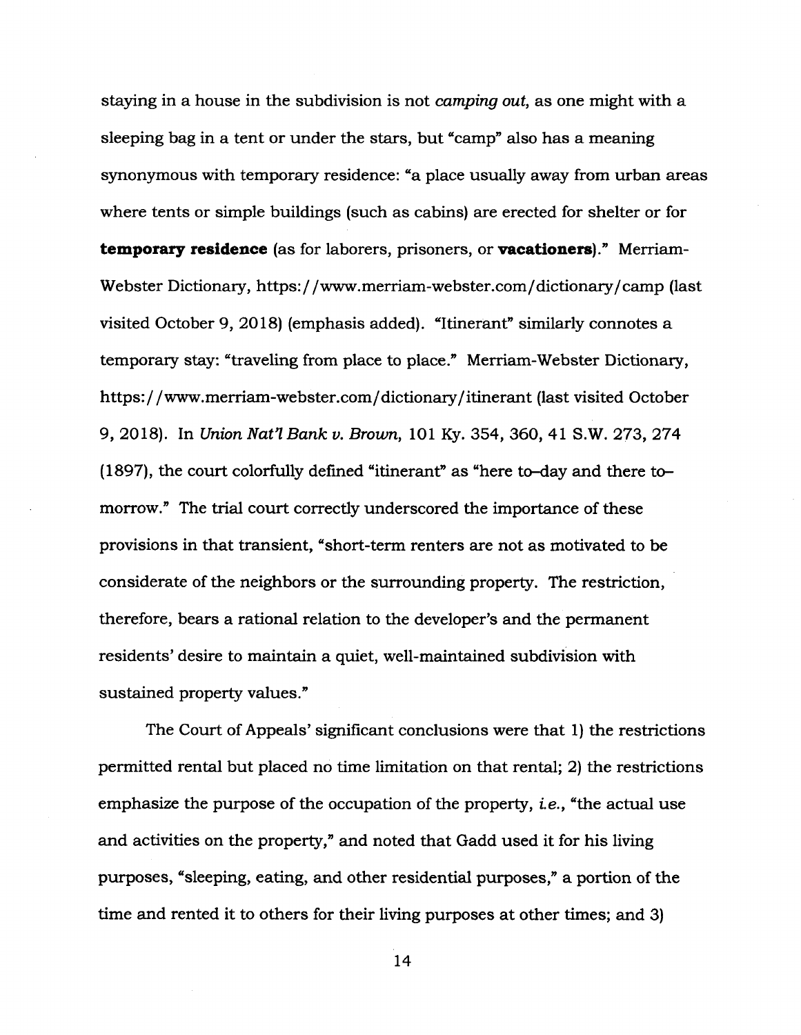staying in a house in the subdivision is not *camping out,* as one might with a sleeping bag in a tent or under the stars, but "camp" also has a meaning synonymous with temporary residence: "a place usually away from urban areas where tents or simple buildings (such as cabins) are erected for shelter or for **temporary residence** (as for laborers, prisoners, or **vacationers**)." Merriam-Webster Dictionary, https://www.merriam-webster.com/dictionary/camp (last visited October 9, 2018) (emphasis added). "Itinerant" similarly connotes a temporary stay: "traveling from place to place." Merriam-Webster Dictionary, https://www.merriam-webster.com/dictionary/itinerant (last visited October 9, 2018). In *Union Nat'l Bank v. Brown,* 101 Ky. 354, 360, 41 S.W. 273, 274 (1897), the court colorfully defined "itinerant" as "here to–day and there to–morrow." The trial court correctly underscored the importance of these provisions in that transient, "short-term renters are not as motivated to be considerate of the neighbors or the surrounding property. The restriction, therefore, bears a rational relation to the developer's and the permanent residents' desire to maintain a quiet, well-maintained subdivision with sustained property values."

The Court of Appeals' significant conclusions were that 1) the restrictions permitted rental but placed no time limitation on that rental; 2) the restrictions emphasize the purpose of the occupation of the property, *i.e.,* "the actual use and activities on the property," and noted that Gadd used it for his living purposes, "sleeping, eating, and other residential purposes," a portion of the time and rented it to others for their living purposes at other times; and 3)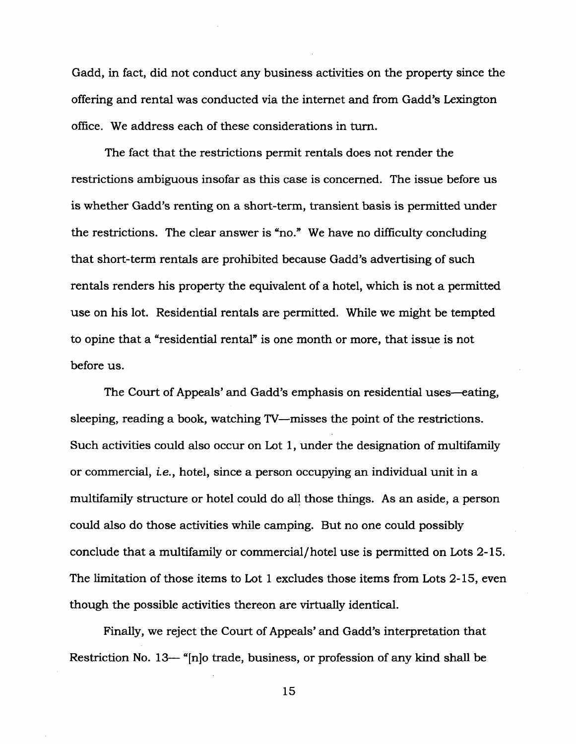Gadd, in fact, did not conduct any business activities on the property since the offering and rental was conducted via the internet and from Gadd's Lexington office. We address each of these considerations in turn.

The fact that the restrictions permit rentals does not render the restrictions ambiguous insofar as this case is concerned. The issue before us is whether Gadd's renting on a short-term, transient basis is permitted under the restrictions. The clear answer is "no." We have no difficulty concluding that short-term rentals are prohibited because Gadd's advertising of such rentals renders his property the equivalent of a hotel, which is not a permitted use on his lot. Residential rentals are permitted. While we might be tempted to opine that a "residential rental" is one month or more, that issue is not before us.

The Court of Appeals' and Gadd's emphasis on residential uses—eating, sleeping, reading a book, watching TV—misses the point of the restrictions. Such activities could also occur on Lot 1, under the designation of multifamily or commercial, *i.e.*, hotel, since a person occupying an individual unit in a multifamily structure or hotel could do all those things. As an aside, a person could also do those activities while camping. But no one could possibly conclude that a multifamily or commercial/hotel use is permitted on Lots 2-15. The limitation of those items to Lot 1 excludes those items from Lots 2-15, even though the possible activities thereon are virtually identical.

Finally, we reject the Court of Appeals' and Gadd's interpretation that Restriction No. 13— "[n]o trade, business, or profession of any kind shall be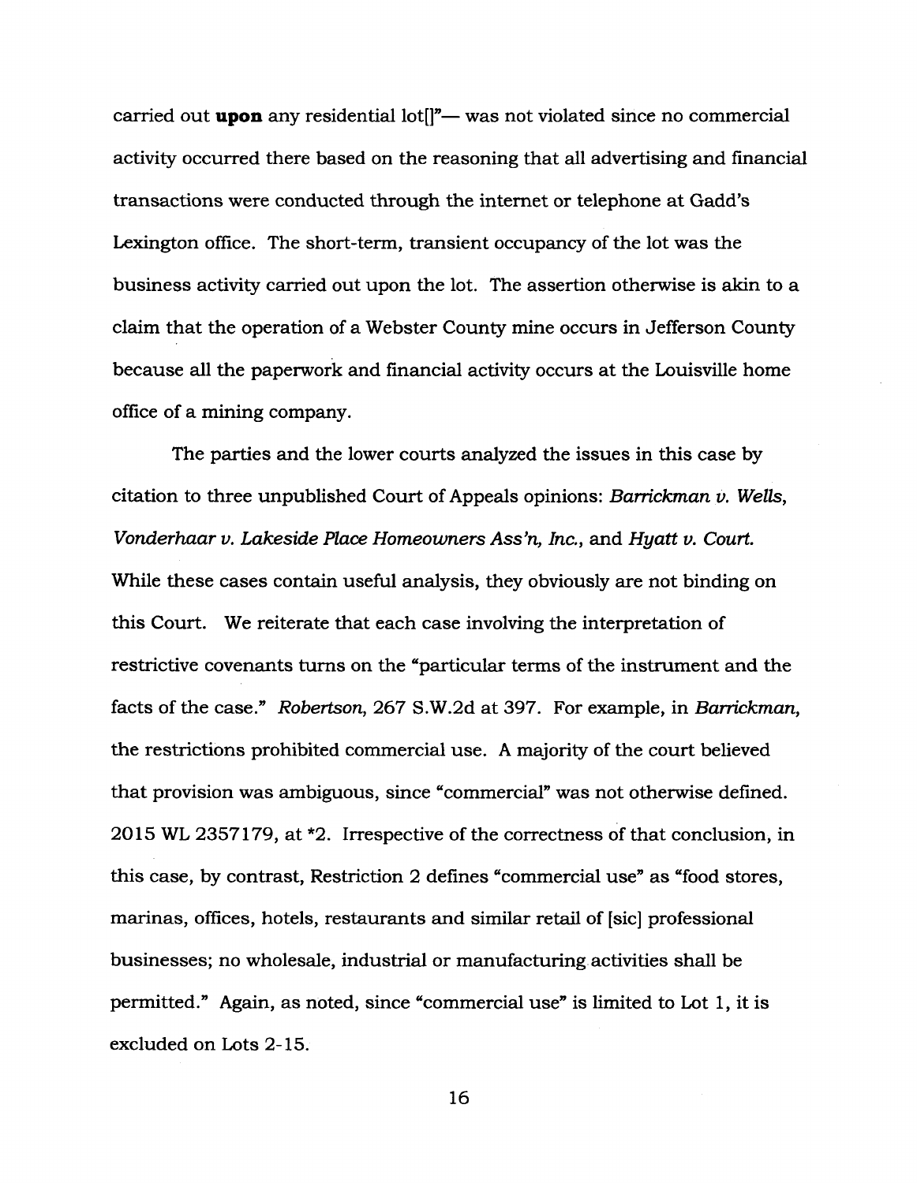carried out **upon** any residential lot[]"— was not violated since no commercial activity occurred there based on the reasoning that all advertising and financial transactions were conducted through the internet or telephone at Gadd's Lexington office. The short-term, transient occupancy of the lot was the business activity carried out upon the lot. The assertion otherwise is akin to a claim that the operation of a Webster County mine occurs in Jefferson County because all the paperwork and financial activity occurs at the Louisville home office of a mining company.

The parties and the lower courts analyzed the issues in this case by citation to three unpublished Court of Appeals opinions: *Barrickman v. Wells*, *Vonderhaar v. Lakeside Place Homeowners Ass'n, Inc.*, and *Hyatt v. Court.* While these cases contain useful analysis, they obviously are not binding on this Court. We reiterate that each case involving the interpretation of restrictive covenants turns on the "particular terms of the instrument and the facts of the case." *Robertson*, 267 S.W.2d at 397. For example, in *Barrickman*, the restrictions prohibited commercial use. A majority of the court believed that provision was ambiguous, since "commercial" was not otherwise defined. 2015 WL 2357179, at *2. Irrespective of the correctness of that conclusion, in this case, by contrast, Restriction 2 defines "commercial use" as "food stores, marinas, offices, hotels, restaurants and similar retail of [sic] professional businesses; no wholesale, industrial or manufacturing activities shall be permitted." Again, as noted, since "commercial use" is limited to Lot 1, it is excluded on Lots 2-15.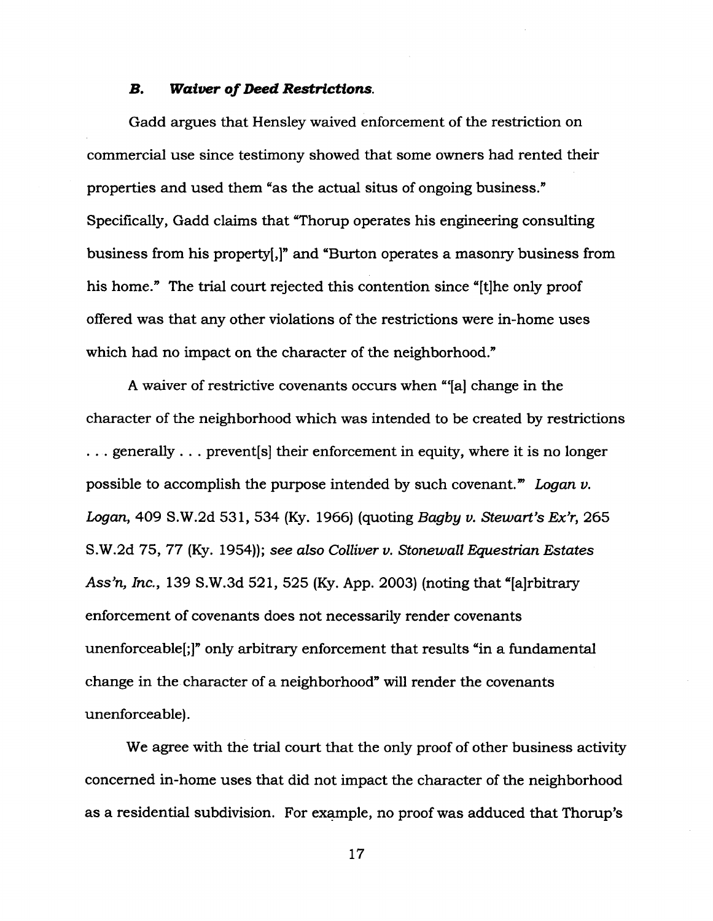### *B. Waiver of Deed Restrictions.*

Gadd argues that Hensley waived enforcement of the restriction on commercial use since testimony showed that some owners had rented their properties and used them "as the actual situs of ongoing business." Specifically, Gadd claims that "Thorup operates his engineering consulting business from his property[,]" and "Burton operates a masonry business from his home." The trial court rejected this contention since "[t]he only proof offered was that any other violations of the restrictions were in-home uses which had no impact on the character of the neighborhood."

A waiver of restrictive covenants occurs when "'[a] change in the character of the neighborhood which was intended to be created by restrictions . . . generally . . . prevent[s] their enforcement in equity, where it is no longer possible to accomplish the purpose intended by such covenant.'" *Logan v. Logan*, 409 S.W.2d 531, 534 (Ky. 1966) (quoting *Bagby v. Stewart's Ex'r*, 265 S.W.2d 75, 77 (Ky. 1954)); *see also Colliver v. Stonewall Equestrian Estates Ass'n, Inc.*, 139 S.W.3d 521, 525 (Ky. App. 2003) (noting that "[a]rbitrary enforcement of covenants does not necessarily render covenants unenforceable[;]" only arbitrary enforcement that results "in a fundamental change in the character of a neighborhood" will render the covenants unenforceable).

We agree with the trial court that the only proof of other business activity concerned in-home uses that did not impact the character of the neighborhood as a residential subdivision. For example, no proof was adduced that Thorup's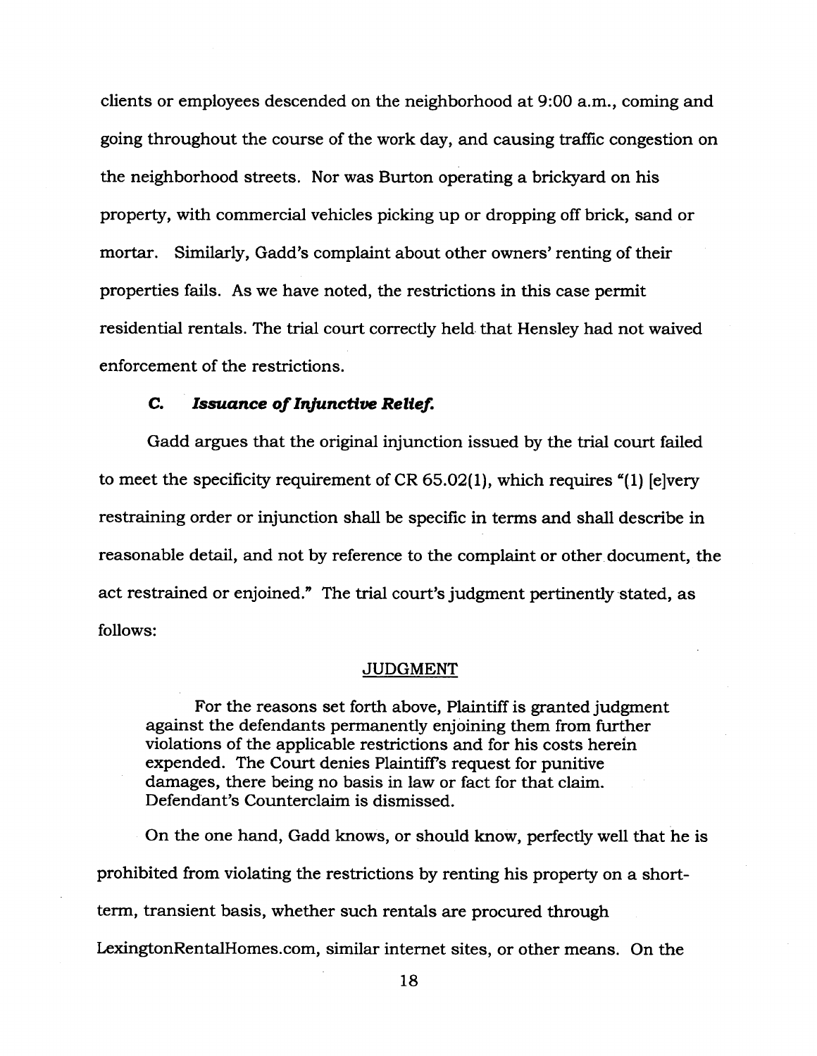clients or employees descended on the neighborhood at 9:00 a.m., coming and going throughout the course of the work day, and causing traffic congestion on the neighborhood streets. Nor was Burton operating a brickyard on his property, with commercial vehicles picking up or dropping off brick, sand or mortar. Similarly, Gadd's complaint about other owners' renting of their properties fails. As we have noted, the restrictions in this case permit residential rentals. The trial court correctly held that Hensley had not waived enforcement of the restrictions.

### *C. Issuance of Injunctive Relief.*

Gadd argues that the original injunction issued by the trial court failed to meet the specificity requirement of CR 65.02(1), which requires "(1) [e]very restraining order or injunction shall be specific in terms and shall describe in reasonable detail, and not by reference to the complaint or other document, the act restrained or enjoined." The trial court's judgment pertinently stated, as follows:

> JUDGMENT
>
> For the reasons set forth above, Plaintiff is granted judgment against the defendants permanently enjoining them from further violations of the applicable restrictions and for his costs herein expended. The Court denies Plaintiff's request for punitive damages, there being no basis in law or fact for that claim. Defendant's Counterclaim is dismissed.

On the one hand, Gadd knows, or should know, perfectly well that he is prohibited from violating the restrictions by renting his property on a short-term, transient basis, whether such rentals are procured through LexingtonRentalHomes.com, similar internet sites, or other means. On the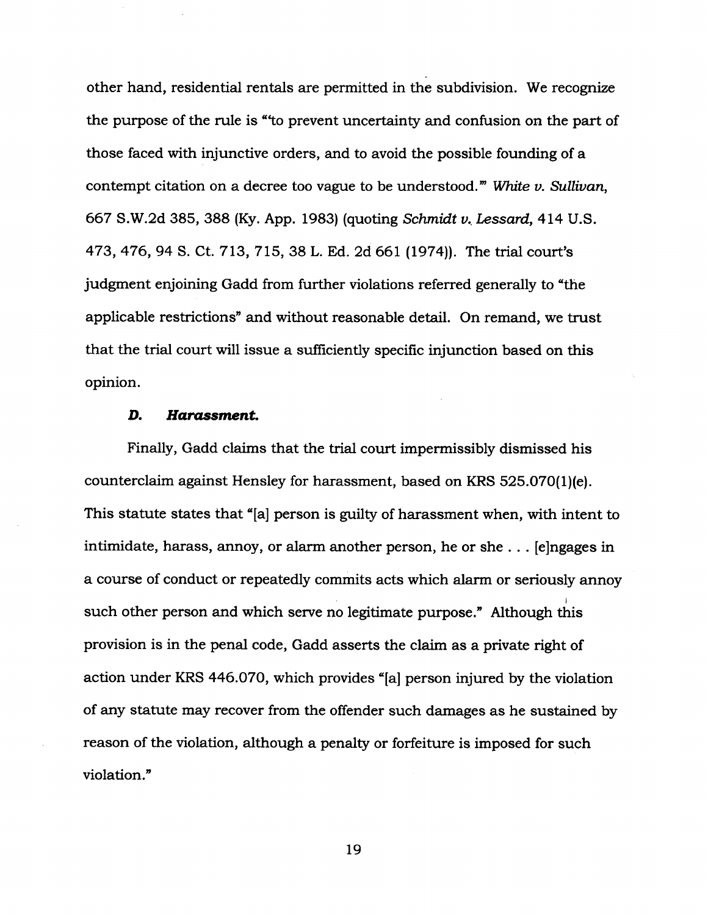other hand, residential rentals are permitted in the subdivision. We recognize the purpose of the rule is "'to prevent uncertainty and confusion on the part of those faced with injunctive orders, and to avoid the possible founding of a contempt citation on a decree too vague to be understood.'" *White v. Sullivan*, 667 S.W.2d 385, 388 (Ky. App. 1983) (quoting *Schmidt v. Lessard*, 414 U.S. 473, 476, 94 S. Ct. 713, 715, 38 L. Ed. 2d 661 (1974)). The trial court's judgment enjoining Gadd from further violations referred generally to "the applicable restrictions" and without reasonable detail. On remand, we trust that the trial court will issue a sufficiently specific injunction based on this opinion.

### *D. Harassment.*

Finally, Gadd claims that the trial court impermissibly dismissed his counterclaim against Hensley for harassment, based on KRS 525.070(1)(e). This statute states that "[a] person is guilty of harassment when, with intent to intimidate, harass, annoy, or alarm another person, he or she . . . [e]ngages in a course of conduct or repeatedly commits acts which alarm or seriously annoy such other person and which serve no legitimate purpose." Although this provision is in the penal code, Gadd asserts the claim as a private right of action under KRS 446.070, which provides "[a] person injured by the violation of any statute may recover from the offender such damages as he sustained by reason of the violation, although a penalty or forfeiture is imposed for such violation."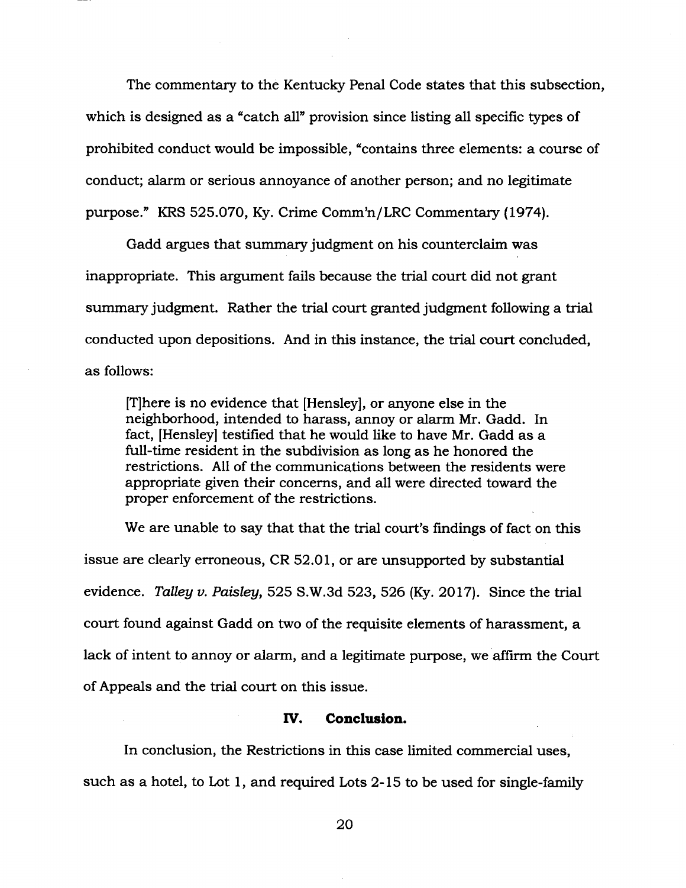The commentary to the Kentucky Penal Code states that this subsection, which is designed as a "catch all" provision since listing all specific types of prohibited conduct would be impossible, "contains three elements: a course of conduct; alarm or serious annoyance of another person; and no legitimate purpose." KRS 525.070, Ky. Crime Comm'n/LRC Commentary (1974).

Gadd argues that summary judgment on his counterclaim was inappropriate. This argument fails because the trial court did not grant summary judgment. Rather the trial court granted judgment following a trial conducted upon depositions. And in this instance, the trial court concluded, as follows:

> [T]here is no evidence that [Hensley], or anyone else in the neighborhood, intended to harass, annoy or alarm Mr. Gadd. In fact, [Hensley] testified that he would like to have Mr. Gadd as a full-time resident in the subdivision as long as he honored the restrictions. All of the communications between the residents were appropriate given their concerns, and all were directed toward the proper enforcement of the restrictions.

We are unable to say that that the trial court's findings of fact on this issue are clearly erroneous, CR 52.01, or are unsupported by substantial evidence. *Talley v. Paisley*, 525 S.W.3d 523, 526 (Ky. 2017). Since the trial court found against Gadd on two of the requisite elements of harassment, a lack of intent to annoy or alarm, and a legitimate purpose, we affirm the Court of Appeals and the trial court on this issue.

## IV. Conclusion.

In conclusion, the Restrictions in this case limited commercial uses, such as a hotel, to Lot 1, and required Lots 2-15 to be used for single-family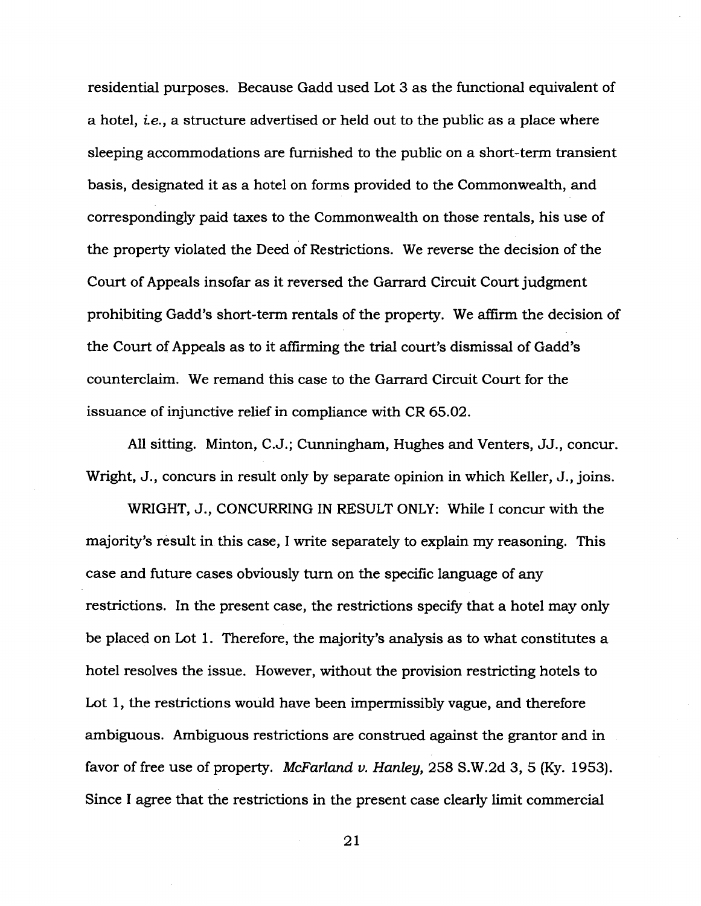residential purposes. Because Gadd used Lot 3 as the functional equivalent of a hotel, *i.e.*, a structure advertised or held out to the public as a place where sleeping accommodations are furnished to the public on a short-term transient basis, designated it as a hotel on forms provided to the Commonwealth, and correspondingly paid taxes to the Commonwealth on those rentals, his use of the property violated the Deed of Restrictions. We reverse the decision of the Court of Appeals insofar as it reversed the Garrard Circuit Court judgment prohibiting Gadd's short-term rentals of the property. We affirm the decision of the Court of Appeals as to it affirming the trial court's dismissal of Gadd's counterclaim. We remand this case to the Garrard Circuit Court for the issuance of injunctive relief in compliance with CR 65.02.

All sitting. Minton, C.J.; Cunningham, Hughes and Venters, JJ., concur. Wright, J., concurs in result only by separate opinion in which Keller, J., joins.

WRIGHT, J., CONCURRING IN RESULT ONLY: While I concur with the majority's result in this case, I write separately to explain my reasoning. This case and future cases obviously turn on the specific language of any restrictions. In the present case, the restrictions specify that a hotel may only be placed on Lot 1. Therefore, the majority's analysis as to what constitutes a hotel resolves the issue. However, without the provision restricting hotels to Lot 1, the restrictions would have been impermissibly vague, and therefore ambiguous. Ambiguous restrictions are construed against the grantor and in favor of free use of property. *McFarland v. Hanley*, 258 S.W.2d 3, 5 (Ky. 1953). Since I agree that the restrictions in the present case clearly limit commercial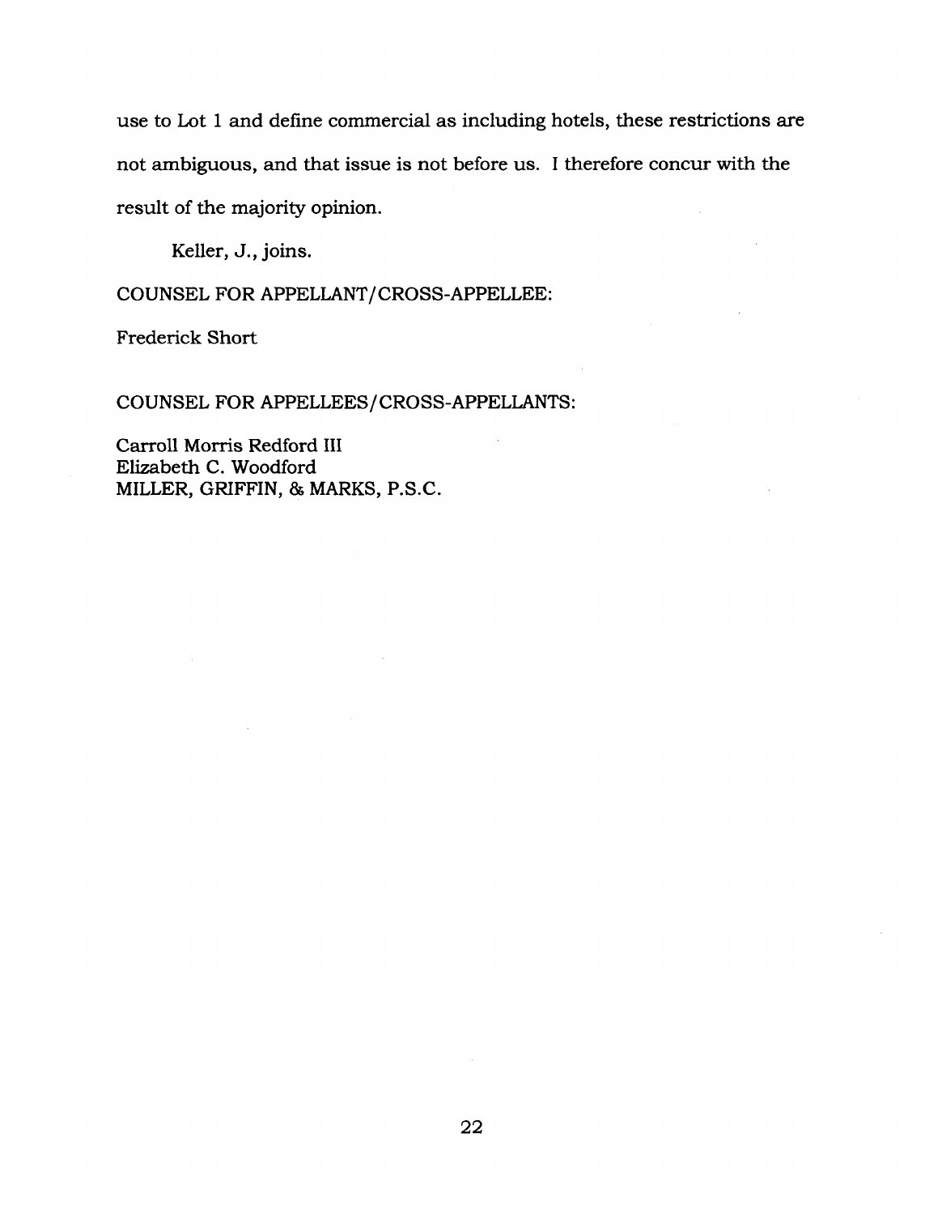use to Lot 1 and define commercial as including hotels, these restrictions are not ambiguous, and that issue is not before us. I therefore concur with the result of the majority opinion.

Keller, J., joins.

COUNSEL FOR APPELLANT/CROSS-APPELLEE:

Frederick Short

COUNSEL FOR APPELLEES/CROSS-APPELLANTS:

Carroll Morris Redford III
Elizabeth C. Woodford
MILLER, GRIFFIN, & MARKS, P.S.C.